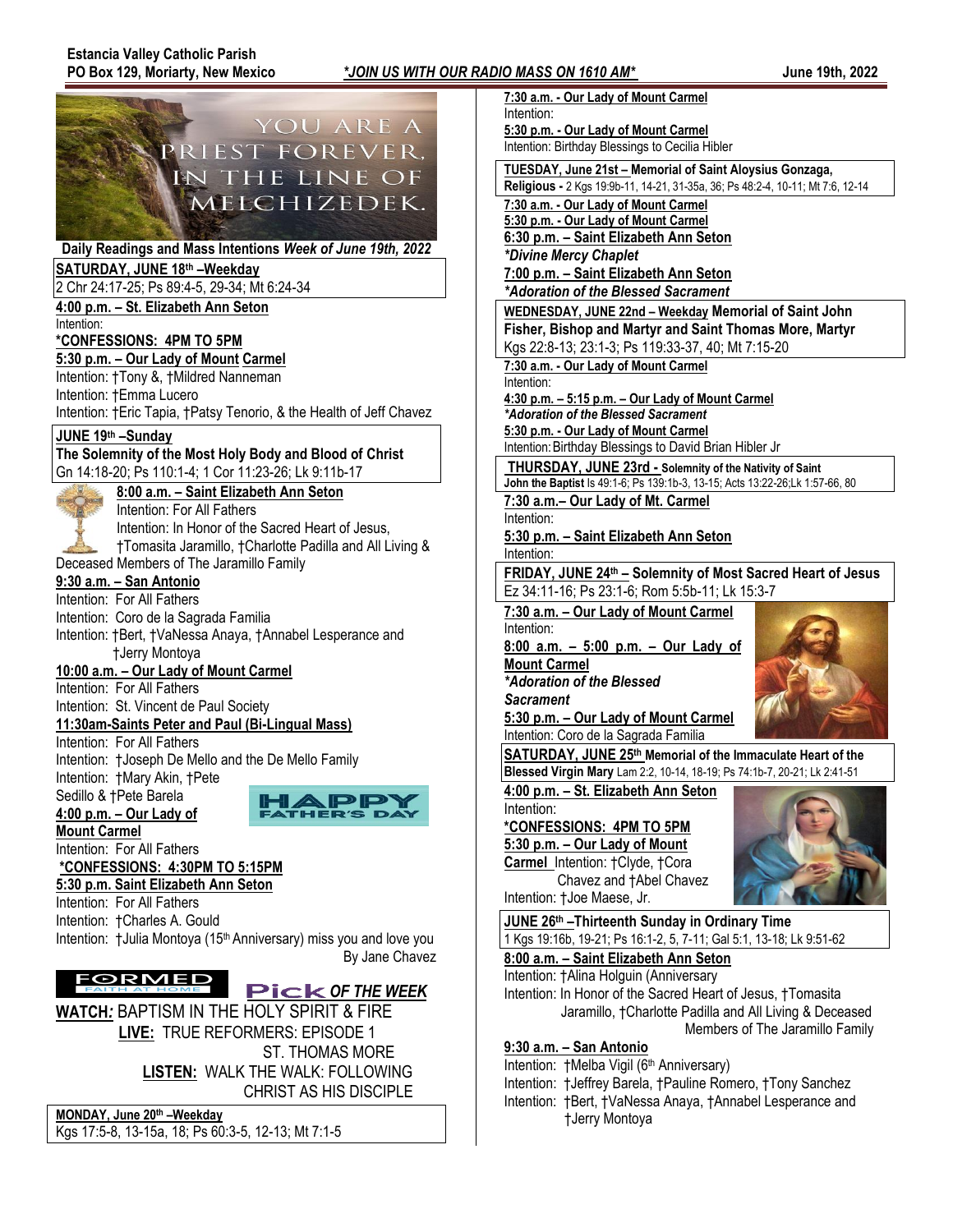**Estancia Valley Catholic Parish**
**PO Box 129, Moriarty, New Mexico** ***JOIN US WITH OUR RADIO MASS ON 1610 AM*** **June 19th, 2022**

YOU ARE A PRIEST FOREVER, IN THE LINE OF MELCHIZEDEK.

## Daily Readings and Mass Intentions *Week of June 19th, 2022*

**SATURDAY, JUNE 18th –Weekday**
2 Chr 24:17-25; Ps 89:4-5, 29-34; Mt 6:24-34

**4:00 p.m. – St. Elizabeth Ann Seton**
Intention:
***CONFESSIONS: 4PM TO 5PM**

**5:30 p.m. – Our Lady of Mount Carmel**
Intention: †Tony &, †Mildred Nanneman
Intention: †Emma Lucero
Intention: †Eric Tapia, †Patsy Tenorio, & the Health of Jeff Chavez

**JUNE 19th –Sunday**
**The Solemnity of the Most Holy Body and Blood of Christ**
Gn 14:18-20; Ps 110:1-4; 1 Cor 11:23-26; Lk 9:11b-17

**8:00 a.m. – Saint Elizabeth Ann Seton**
Intention: For All Fathers
Intention: In Honor of the Sacred Heart of Jesus, †Tomasita Jaramillo, †Charlotte Padilla and All Living & Deceased Members of The Jaramillo Family

**9:30 a.m. – San Antonio**
Intention: For All Fathers
Intention: Coro de la Sagrada Familia
Intention: †Bert, †VaNessa Anaya, †Annabel Lesperance and †Jerry Montoya

**10:00 a.m. – Our Lady of Mount Carmel**
Intention: For All Fathers
Intention: St. Vincent de Paul Society

**11:30am-Saints Peter and Paul (Bi-Lingual Mass)**
Intention: For All Fathers
Intention: †Joseph De Mello and the De Mello Family
Intention: †Mary Akin, †Pete Sedillo & †Pete Barela

HAPPY FATHER'S DAY

**4:00 p.m. – Our Lady of Mount Carmel**
Intention: For All Fathers
***CONFESSIONS: 4:30PM TO 5:15PM**

**5:30 p.m. Saint Elizabeth Ann Seton**
Intention: For All Fathers
Intention: †Charles A. Gould
Intention: †Julia Montoya (15th Anniversary) miss you and love you By Jane Chavez

FORMED FAITH AT HOME — **Pick *OF THE WEEK***

**WATCH:** BAPTISM IN THE HOLY SPIRIT & FIRE
**LIVE:** TRUE REFORMERS: EPISODE 1 ST. THOMAS MORE
**LISTEN:** WALK THE WALK: FOLLOWING CHRIST AS HIS DISCIPLE

**MONDAY, June 20th –Weekday**
Kgs 17:5-8, 13-15a, 18; Ps 60:3-5, 12-13; Mt 7:1-5

**7:30 a.m. - Our Lady of Mount Carmel**
Intention:

**5:30 p.m. - Our Lady of Mount Carmel**
Intention: Birthday Blessings to Cecilia Hibler

**TUESDAY, June 21st – Memorial of Saint Aloysius Gonzaga, Religious -** 2 Kgs 19:9b-11, 14-21, 31-35a, 36; Ps 48:2-4, 10-11; Mt 7:6, 12-14

**7:30 a.m. - Our Lady of Mount Carmel**

**5:30 p.m. - Our Lady of Mount Carmel**

**6:30 p.m. – Saint Elizabeth Ann Seton**
***Divine Mercy Chaplet***

**7:00 p.m. – Saint Elizabeth Ann Seton**
***Adoration of the Blessed Sacrament***

**WEDNESDAY, JUNE 22nd – Weekday Memorial of Saint John Fisher, Bishop and Martyr and Saint Thomas More, Martyr**
Kgs 22:8-13; 23:1-3; Ps 119:33-37, 40; Mt 7:15-20

**7:30 a.m. - Our Lady of Mount Carmel**
Intention:

**4:30 p.m. – 5:15 p.m. – Our Lady of Mount Carmel**
***Adoration of the Blessed Sacrament***

**5:30 p.m. - Our Lady of Mount Carmel**
Intention: Birthday Blessings to David Brian Hibler Jr

**THURSDAY, JUNE 23rd - Solemnity of the Nativity of Saint John the Baptist** Is 49:1-6; Ps 139:1b-3, 13-15; Acts 13:22-26;Lk 1:57-66, 80

**7:30 a.m.– Our Lady of Mt. Carmel**
Intention:

**5:30 p.m. – Saint Elizabeth Ann Seton**
Intention:

**FRIDAY, JUNE 24th – Solemnity of Most Sacred Heart of Jesus**
Ez 34:11-16; Ps 23:1-6; Rom 5:5b-11; Lk 15:3-7

**7:30 a.m. – Our Lady of Mount Carmel**
Intention:

**8:00 a.m. – 5:00 p.m. – Our Lady of Mount Carmel**
***Adoration of the Blessed Sacrament***

**5:30 p.m. – Our Lady of Mount Carmel**
Intention: Coro de la Sagrada Familia

**SATURDAY, JUNE 25th Memorial of the Immaculate Heart of the Blessed Virgin Mary** Lam 2:2, 10-14, 18-19; Ps 74:1b-7, 20-21; Lk 2:41-51

**4:00 p.m. – St. Elizabeth Ann Seton**
Intention:
***CONFESSIONS: 4PM TO 5PM**

**5:30 p.m. – Our Lady of Mount Carmel**
Intention: †Clyde, †Cora Chavez and †Abel Chavez
Intention: †Joe Maese, Jr.

**JUNE 26th –Thirteenth Sunday in Ordinary Time**
1 Kgs 19:16b, 19-21; Ps 16:1-2, 5, 7-11; Gal 5:1, 13-18; Lk 9:51-62

**8:00 a.m. – Saint Elizabeth Ann Seton**
Intention: †Alina Holguin (Anniversary
Intention: In Honor of the Sacred Heart of Jesus, †Tomasita Jaramillo, †Charlotte Padilla and All Living & Deceased Members of The Jaramillo Family

**9:30 a.m. – San Antonio**
Intention: †Melba Vigil (6th Anniversary)
Intention: †Jeffrey Barela, †Pauline Romero, †Tony Sanchez
Intention: †Bert, †VaNessa Anaya, †Annabel Lesperance and †Jerry Montoya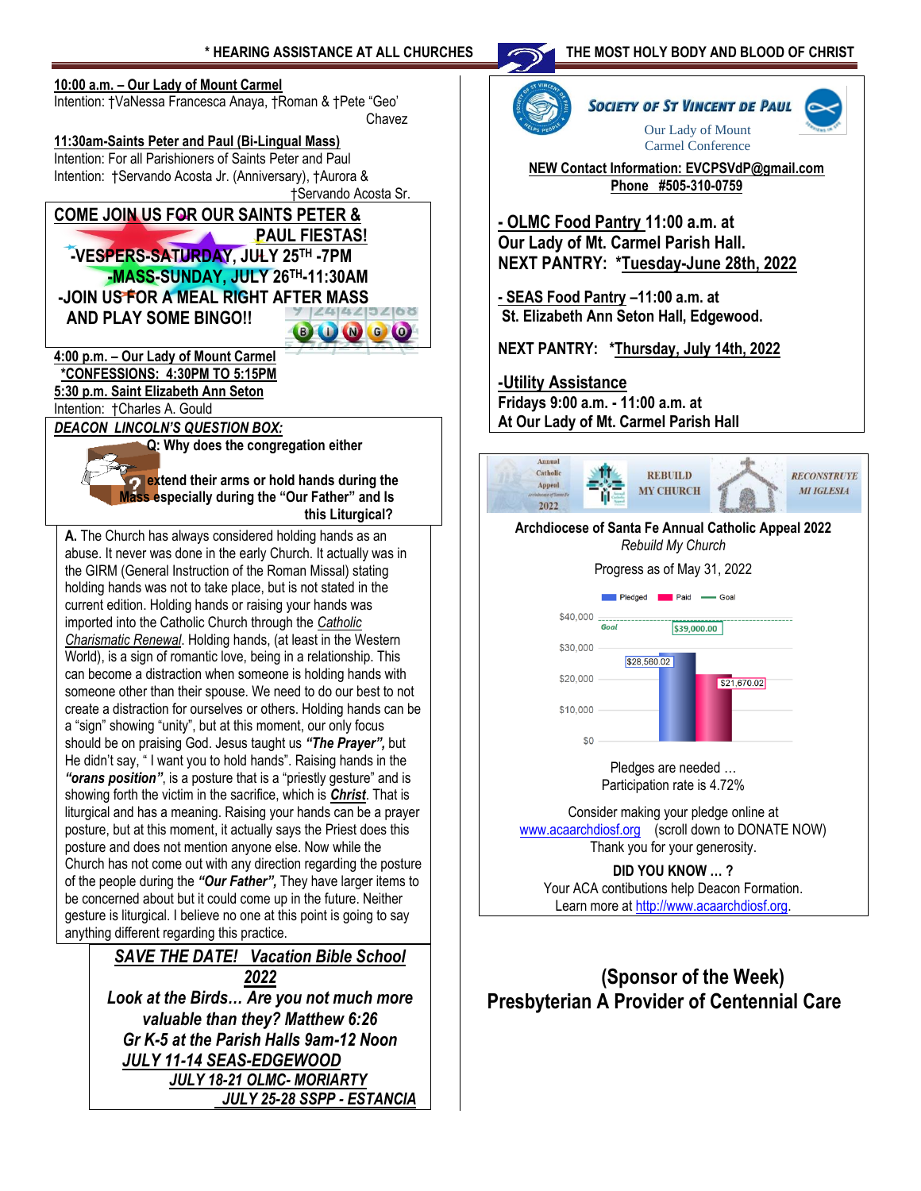**10:00 a.m. – Our Lady of Mount Carmel**
Intention: †VaNessa Francesca Anaya, †Roman & †Pete "Geo' Chavez

**11:30am-Saints Peter and Paul (Bi-Lingual Mass)**
Intention: For all Parishioners of Saints Peter and Paul
Intention: †Servando Acosta Jr. (Anniversary), †Aurora & †Servando Acosta Sr.

**COME JOIN US FOR OUR SAINTS PETER & PAUL FIESTAS!**
**-VESPERS-SATURDAY, JULY 25TH -7PM**
**-MASS-SUNDAY, JULY 26TH-11:30AM**
**-JOIN US FOR A MEAL RIGHT AFTER MASS AND PLAY SOME BINGO!!**

**4:00 p.m. – Our Lady of Mount Carmel**
**\*CONFESSIONS: 4:30PM TO 5:15PM**
**5:30 p.m. Saint Elizabeth Ann Seton**
Intention: †Charles A. Gould

***DEACON LINCOLN'S QUESTION BOX:***

**Q: Why does the congregation either extend their arms or hold hands during the Mass especially during the "Our Father" and Is this Liturgical?**

**A.** The Church has always considered holding hands as an abuse. It never was done in the early Church. It actually was in the GIRM (General Instruction of the Roman Missal) stating holding hands was not to take place, but is not stated in the current edition. Holding hands or raising your hands was imported into the Catholic Church through the *Catholic Charismatic Renewal*. Holding hands, (at least in the Western World), is a sign of romantic love, being in a relationship. This can become a distraction when someone is holding hands with someone other than their spouse. We need to do our best to not create a distraction for ourselves or others. Holding hands can be a "sign" showing "unity", but at this moment, our only focus should be on praising God. Jesus taught us ***"The Prayer",*** but He didn't say, " I want you to hold hands". Raising hands in the ***"orans position"***, is a posture that is a "priestly gesture" and is showing forth the victim in the sacrifice, which is ***Christ***. That is liturgical and has a meaning. Raising your hands can be a prayer posture, but at this moment, it actually says the Priest does this posture and does not mention anyone else. Now while the Church has not come out with any direction regarding the posture of the people during the ***"Our Father",*** They have larger items to be concerned about but it could come up in the future. Neither gesture is liturgical. I believe no one at this point is going to say anything different regarding this practice.

***SAVE THE DATE! Vacation Bible School 2022***
***Look at the Birds… Are you not much more valuable than they? Matthew 6:26***
***Gr K-5 at the Parish Halls 9am-12 Noon***
***JULY 11-14 SEAS-EDGEWOOD***
***JULY 18-21 OLMC- MORIARTY***
***JULY 25-28 SSPP - ESTANCIA***

**SOCIETY OF ST VINCENT DE PAUL**
Our Lady of Mount Carmel Conference

**NEW Contact Information: EVCPSVdP@gmail.com**
**Phone #505-310-0759**

**- OLMC Food Pantry 11:00 a.m. at Our Lady of Mt. Carmel Parish Hall.**
**NEXT PANTRY: \*Tuesday-June 28th, 2022**

**- SEAS Food Pantry –11:00 a.m. at St. Elizabeth Ann Seton Hall, Edgewood.**

**NEXT PANTRY: \*Thursday, July 14th, 2022**

**-Utility Assistance**
**Fridays 9:00 a.m. - 11:00 a.m. at**
**At Our Lady of Mt. Carmel Parish Hall**

Annual Catholic Appeal 2022 — REBUILD MY CHURCH — RECONSTRUYE MI IGLESIA

**Archdiocese of Santa Fe Annual Catholic Appeal 2022**
*Rebuild My Church*
Progress as of May 31, 2022

Pledged
Paid
Goal
$40,000
$30,000
$20,000
$10,000
$0
Goal
$39,000.00
$28,560.02
$21,670.02

Pledges are needed …
Participation rate is 4.72%

Consider making your pledge online at www.acaarchdiosf.org (scroll down to DONATE NOW)
Thank you for your generosity.

**DID YOU KNOW … ?**
Your ACA contibutions help Deacon Formation.
Learn more at http://www.acaarchdiosf.org.

## (Sponsor of the Week)
## Presbyterian A Provider of Centennial Care